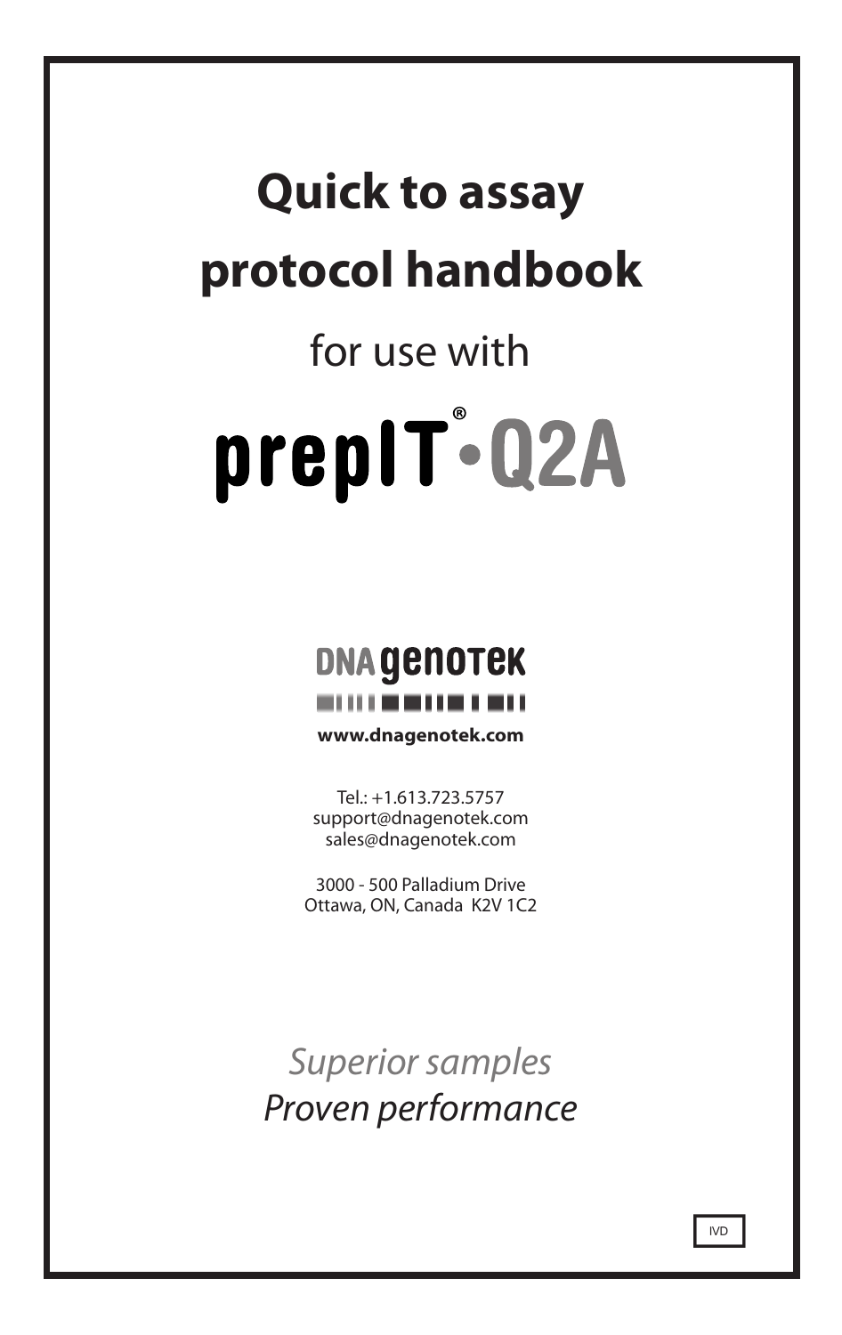# Quick to assay protocol handbook

for use with

# prepIT®•Q2A

DNA genotek

**www.dnagenotek.com**

Tel.: +1.613.723.5757
support@dnagenotek.com
sales@dnagenotek.com

3000 - 500 Palladium Drive
Ottawa, ON, Canada K2V 1C2

*Superior samples*
*Proven performance*

IVD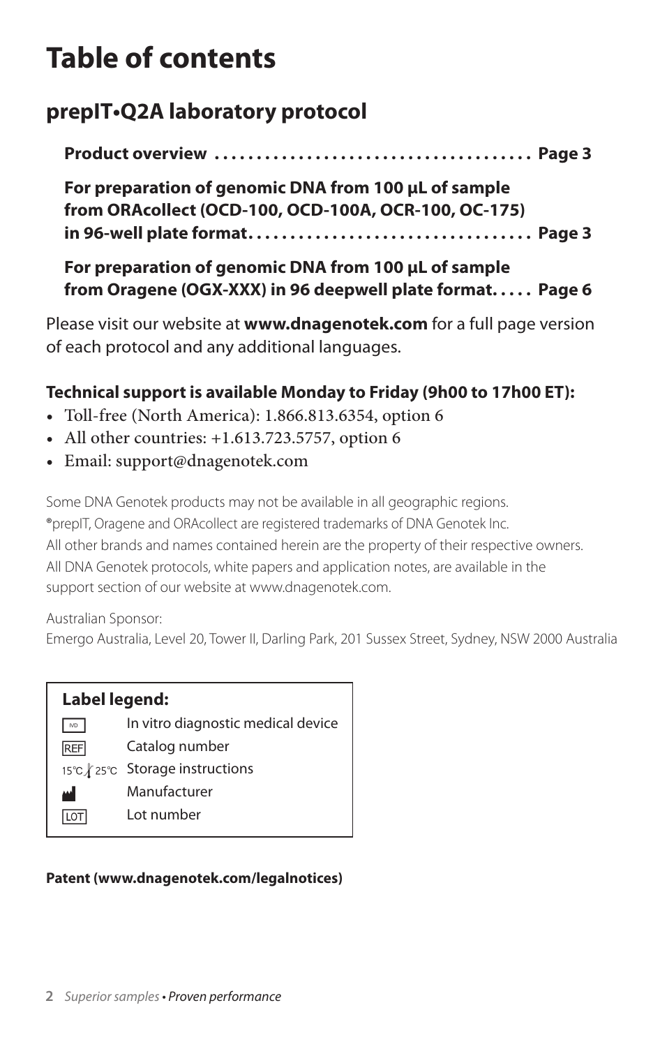# Table of contents

## prepIT•Q2A laboratory protocol

**Product overview .................................... Page 3**

**For preparation of genomic DNA from 100 µL of sample from ORAcollect (OCD-100, OCD-100A, OCR-100, OC-175) in 96-well plate format................................ Page 3**

**For preparation of genomic DNA from 100 µL of sample from Oragene (OGX-XXX) in 96 deepwell plate format..... Page 6**

Please visit our website at **www.dnagenotek.com** for a full page version of each protocol and any additional languages.

**Technical support is available Monday to Friday (9h00 to 17h00 ET):**

- Toll-free (North America): 1.866.813.6354, option 6
- All other countries: +1.613.723.5757, option 6
- Email: support@dnagenotek.com

Some DNA Genotek products may not be available in all geographic regions.
®prepIT, Oragene and ORAcollect are registered trademarks of DNA Genotek Inc.
All other brands and names contained herein are the property of their respective owners.
All DNA Genotek protocols, white papers and application notes, are available in the support section of our website at www.dnagenotek.com.

Australian Sponsor:
Emergo Australia, Level 20, Tower II, Darling Park, 201 Sussex Street, Sydney, NSW 2000 Australia

**Label legend:**

| Symbol | Meaning |
|---|---|
| IVD | In vitro diagnostic medical device |
| REF | Catalog number |
| 15°C – 25°C | Storage instructions |
| (factory symbol) | Manufacturer |
| LOT | Lot number |

**Patent (www.dnagenotek.com/legalnotices)**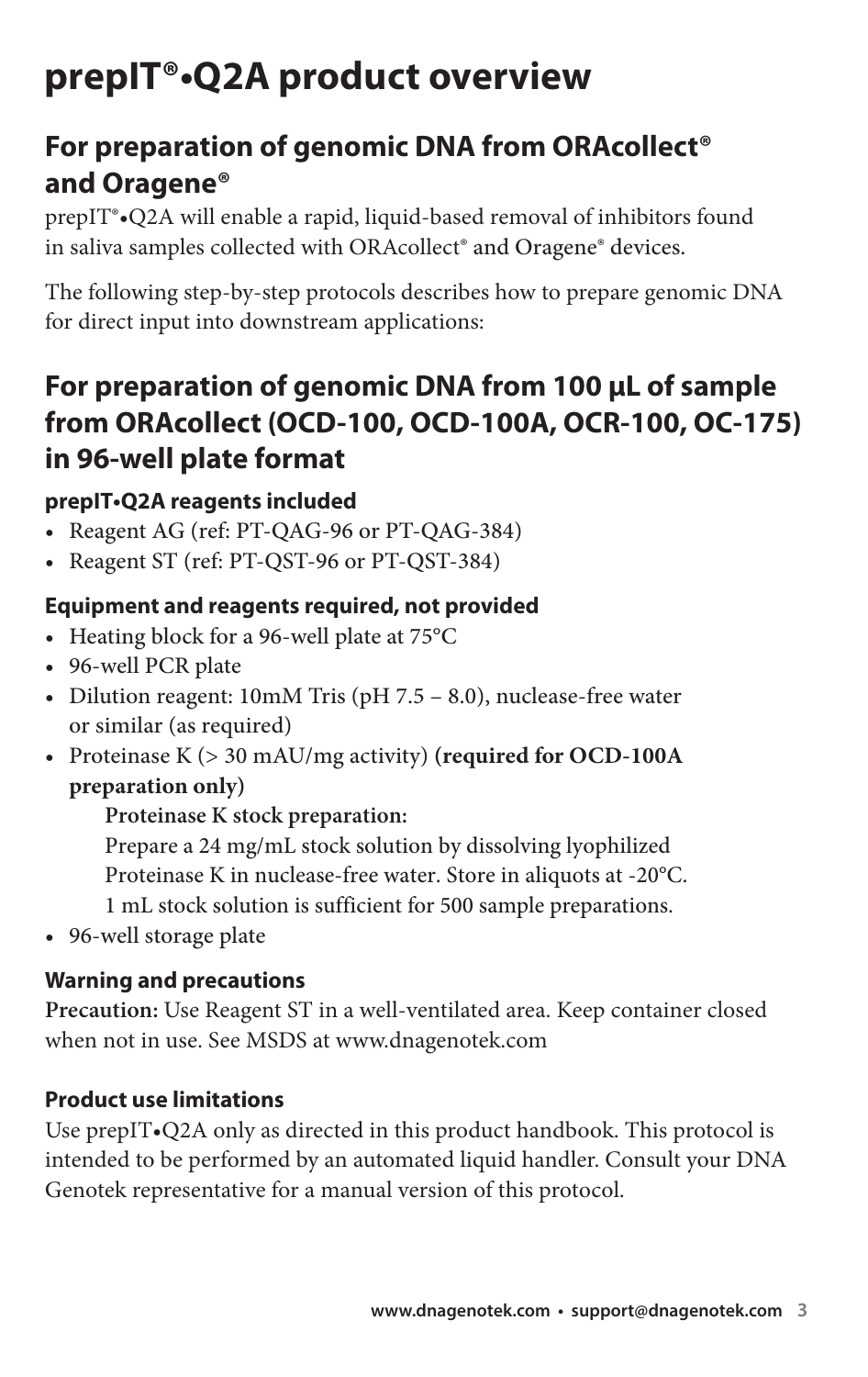# prepIT®•Q2A product overview

## For preparation of genomic DNA from ORAcollect® and Oragene®

prepIT®•Q2A will enable a rapid, liquid-based removal of inhibitors found in saliva samples collected with ORAcollect® and Oragene® devices.

The following step-by-step protocols describes how to prepare genomic DNA for direct input into downstream applications:

## For preparation of genomic DNA from 100 µL of sample from ORAcollect (OCD-100, OCD-100A, OCR-100, OC-175) in 96-well plate format

### prepIT•Q2A reagents included

- Reagent AG (ref: PT-QAG-96 or PT-QAG-384)
- Reagent ST (ref: PT-QST-96 or PT-QST-384)

### Equipment and reagents required, not provided

- Heating block for a 96-well plate at 75°C
- 96-well PCR plate
- Dilution reagent: 10mM Tris (pH 7.5 – 8.0), nuclease-free water or similar (as required)
- Proteinase K (> 30 mAU/mg activity) **(required for OCD-100A preparation only)**

  **Proteinase K stock preparation:**
  Prepare a 24 mg/mL stock solution by dissolving lyophilized Proteinase K in nuclease-free water. Store in aliquots at -20°C. 1 mL stock solution is sufficient for 500 sample preparations.
- 96-well storage plate

### Warning and precautions

**Precaution:** Use Reagent ST in a well-ventilated area. Keep container closed when not in use. See MSDS at www.dnagenotek.com

### Product use limitations

Use prepIT•Q2A only as directed in this product handbook. This protocol is intended to be performed by an automated liquid handler. Consult your DNA Genotek representative for a manual version of this protocol.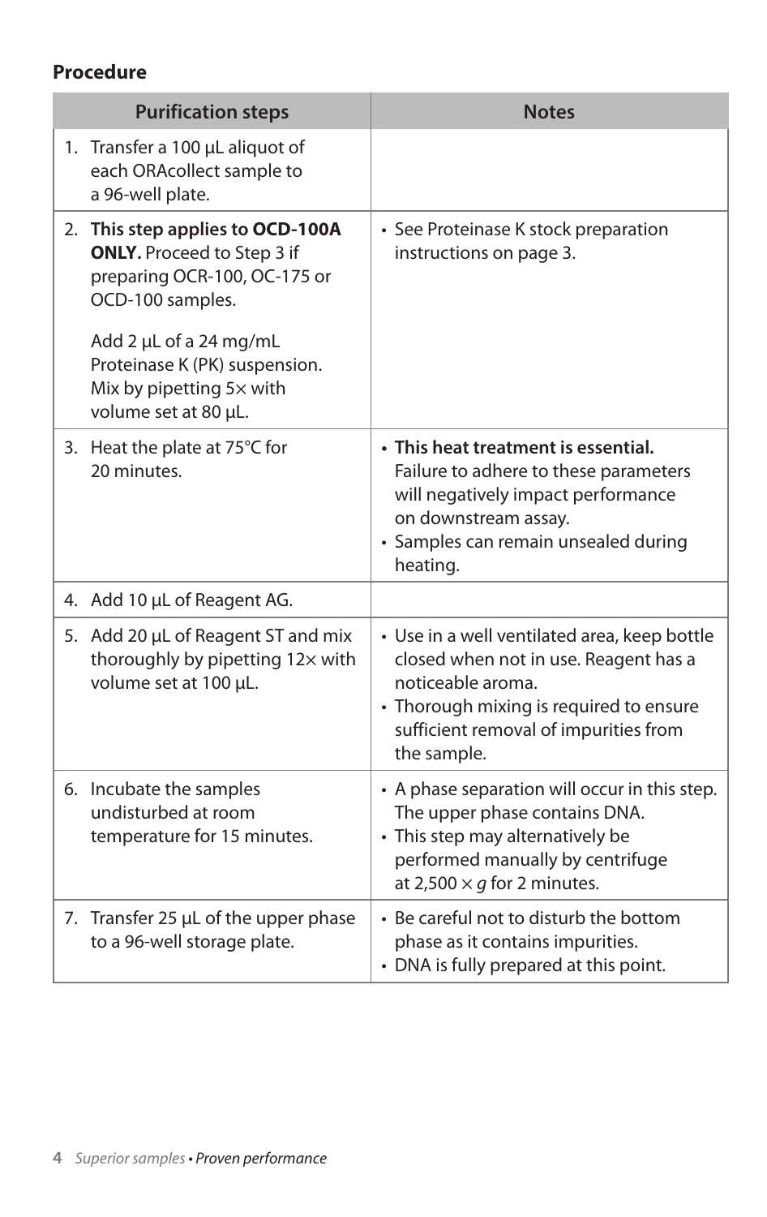**Procedure**

| Purification steps | Notes |
|---|---|
| 1. Transfer a 100 µL aliquot of each ORAcollect sample to a 96-well plate. | |
| 2. **This step applies to OCD-100A ONLY.** Proceed to Step 3 if preparing OCR-100, OC-175 or OCD-100 samples.<br><br>Add 2 µL of a 24 mg/mL Proteinase K (PK) suspension. Mix by pipetting 5× with volume set at 80 µL. | • See Proteinase K stock preparation instructions on page 3. |
| 3. Heat the plate at 75°C for 20 minutes. | • **This heat treatment is essential.** Failure to adhere to these parameters will negatively impact performance on downstream assay.<br>• Samples can remain unsealed during heating. |
| 4. Add 10 µL of Reagent AG. | |
| 5. Add 20 µL of Reagent ST and mix thoroughly by pipetting 12× with volume set at 100 µL. | • Use in a well ventilated area, keep bottle closed when not in use. Reagent has a noticeable aroma.<br>• Thorough mixing is required to ensure sufficient removal of impurities from the sample. |
| 6. Incubate the samples undisturbed at room temperature for 15 minutes. | • A phase separation will occur in this step. The upper phase contains DNA.<br>• This step may alternatively be performed manually by centrifuge at 2,500 × *g* for 2 minutes. |
| 7. Transfer 25 µL of the upper phase to a 96-well storage plate. | • Be careful not to disturb the bottom phase as it contains impurities.<br>• DNA is fully prepared at this point. |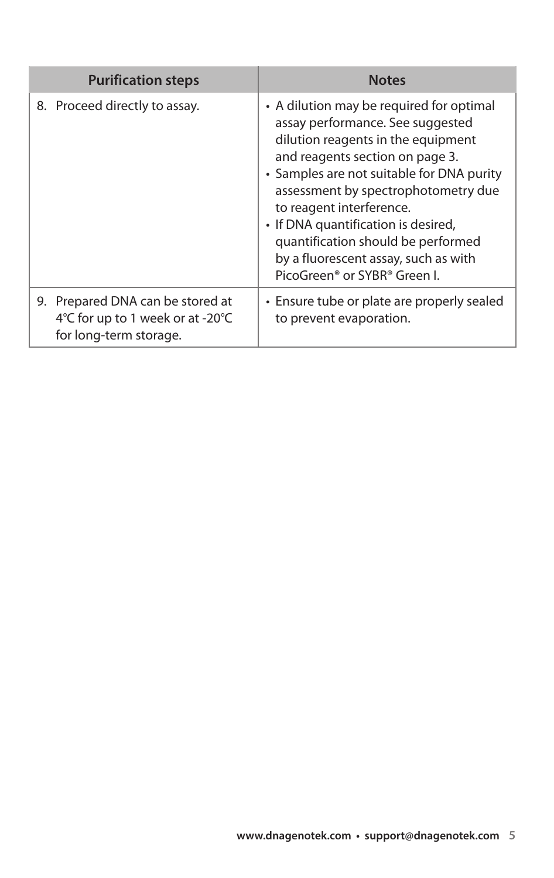| Purification steps | Notes |
|---|---|
| 8. Proceed directly to assay. | • A dilution may be required for optimal assay performance. See suggested dilution reagents in the equipment and reagents section on page 3.<br>• Samples are not suitable for DNA purity assessment by spectrophotometry due to reagent interference.<br>• If DNA quantification is desired, quantification should be performed by a fluorescent assay, such as with PicoGreen® or SYBR® Green I. |
| 9. Prepared DNA can be stored at 4°C for up to 1 week or at -20°C for long-term storage. | • Ensure tube or plate are properly sealed to prevent evaporation. |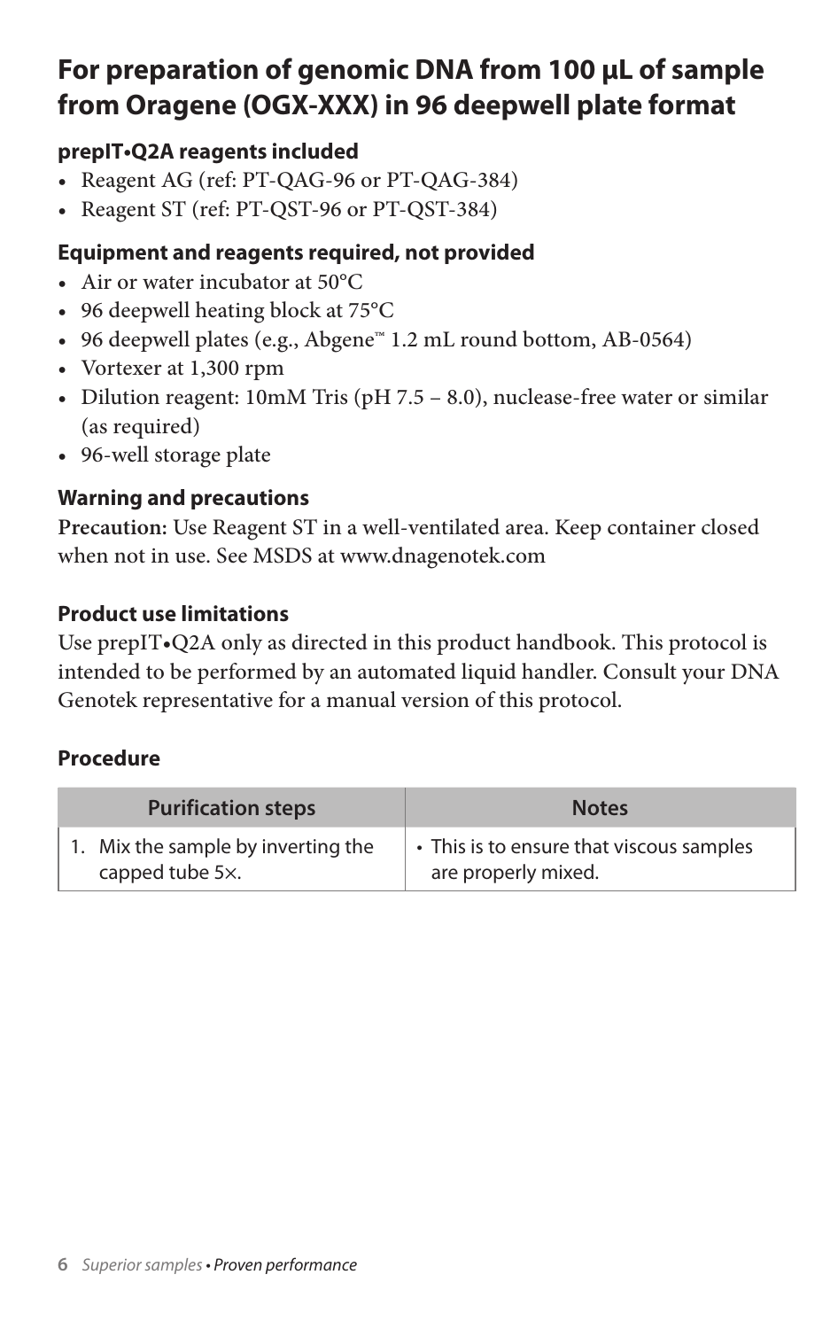## For preparation of genomic DNA from 100 µL of sample from Oragene (OGX-XXX) in 96 deepwell plate format

### prepIT•Q2A reagents included

- Reagent AG (ref: PT-QAG-96 or PT-QAG-384)
- Reagent ST (ref: PT-QST-96 or PT-QST-384)

### Equipment and reagents required, not provided

- Air or water incubator at 50°C
- 96 deepwell heating block at 75°C
- 96 deepwell plates (e.g., Abgene™ 1.2 mL round bottom, AB-0564)
- Vortexer at 1,300 rpm
- Dilution reagent: 10mM Tris (pH 7.5 – 8.0), nuclease-free water or similar (as required)
- 96-well storage plate

### Warning and precautions

**Precaution:** Use Reagent ST in a well-ventilated area. Keep container closed when not in use. See MSDS at www.dnagenotek.com

### Product use limitations

Use prepIT•Q2A only as directed in this product handbook. This protocol is intended to be performed by an automated liquid handler. Consult your DNA Genotek representative for a manual version of this protocol.

### Procedure

| Purification steps | Notes |
|---|---|
| 1. Mix the sample by inverting the capped tube 5×. | • This is to ensure that viscous samples are properly mixed. |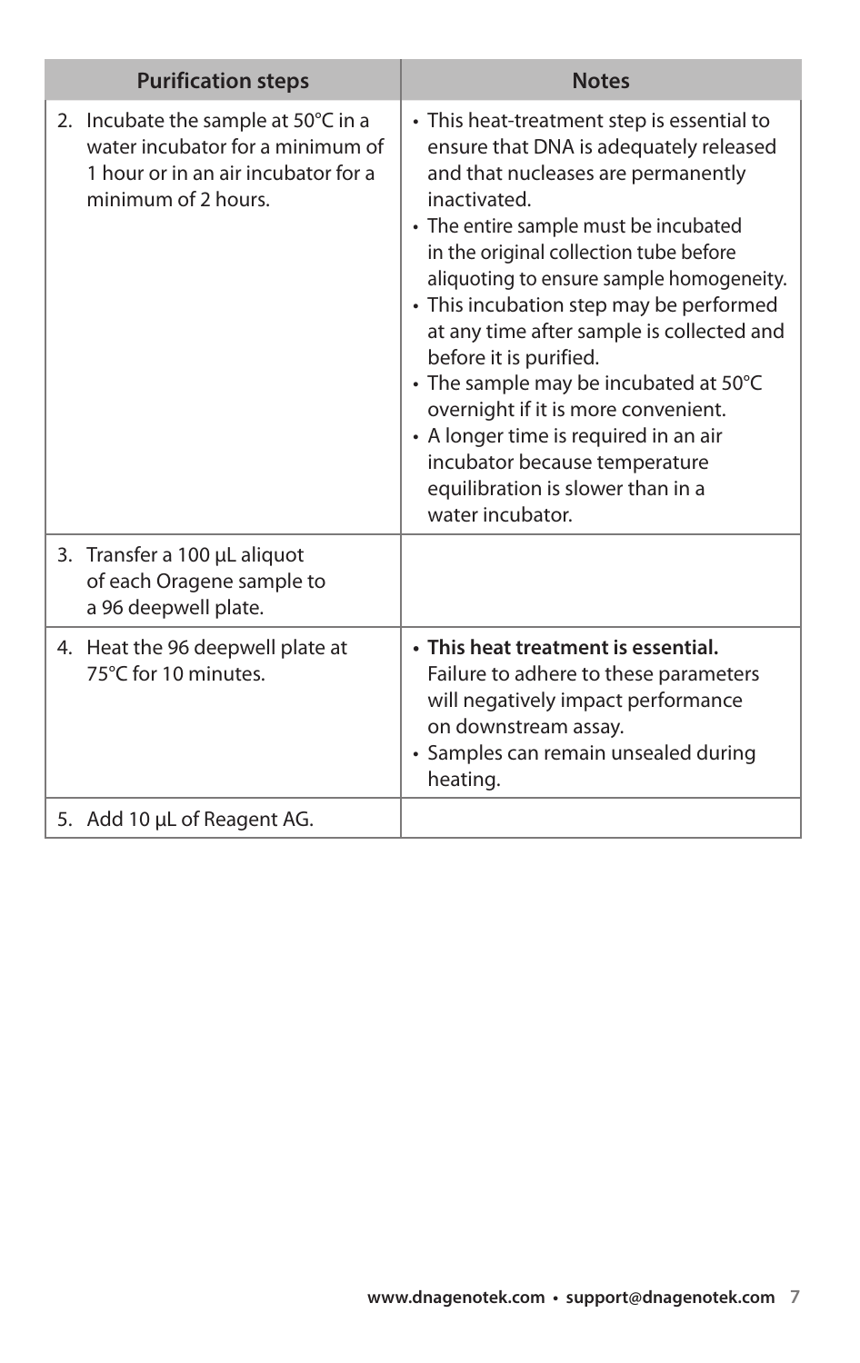| Purification steps | Notes |
| --- | --- |
| 2. Incubate the sample at 50°C in a water incubator for a minimum of 1 hour or in an air incubator for a minimum of 2 hours. | • This heat-treatment step is essential to ensure that DNA is adequately released and that nucleases are permanently inactivated.<br>• The entire sample must be incubated in the original collection tube before aliquoting to ensure sample homogeneity.<br>• This incubation step may be performed at any time after sample is collected and before it is purified.<br>• The sample may be incubated at 50°C overnight if it is more convenient.<br>• A longer time is required in an air incubator because temperature equilibration is slower than in a water incubator. |
| 3. Transfer a 100 µL aliquot of each Oragene sample to a 96 deepwell plate. | |
| 4. Heat the 96 deepwell plate at 75°C for 10 minutes. | • **This heat treatment is essential.** Failure to adhere to these parameters will negatively impact performance on downstream assay.<br>• Samples can remain unsealed during heating. |
| 5. Add 10 µL of Reagent AG. | |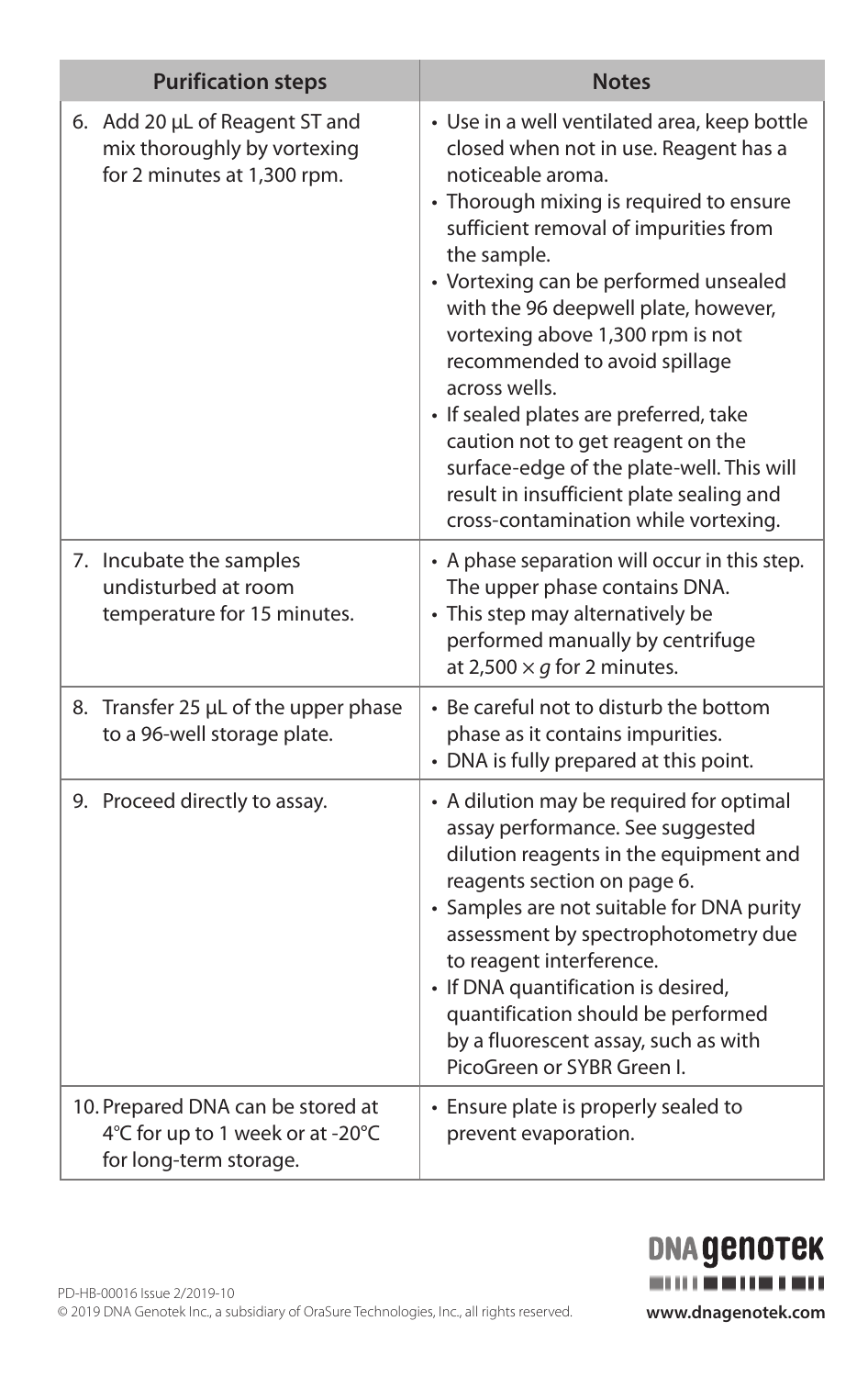| Purification steps | Notes |
| --- | --- |
| 6. Add 20 µL of Reagent ST and mix thoroughly by vortexing for 2 minutes at 1,300 rpm. | • Use in a well ventilated area, keep bottle closed when not in use. Reagent has a noticeable aroma.<br>• Thorough mixing is required to ensure sufficient removal of impurities from the sample.<br>• Vortexing can be performed unsealed with the 96 deepwell plate, however, vortexing above 1,300 rpm is not recommended to avoid spillage across wells.<br>• If sealed plates are preferred, take caution not to get reagent on the surface-edge of the plate-well. This will result in insufficient plate sealing and cross-contamination while vortexing. |
| 7. Incubate the samples undisturbed at room temperature for 15 minutes. | • A phase separation will occur in this step. The upper phase contains DNA.<br>• This step may alternatively be performed manually by centrifuge at 2,500 × *g* for 2 minutes. |
| 8. Transfer 25 µL of the upper phase to a 96-well storage plate. | • Be careful not to disturb the bottom phase as it contains impurities.<br>• DNA is fully prepared at this point. |
| 9. Proceed directly to assay. | • A dilution may be required for optimal assay performance. See suggested dilution reagents in the equipment and reagents section on page 6.<br>• Samples are not suitable for DNA purity assessment by spectrophotometry due to reagent interference.<br>• If DNA quantification is desired, quantification should be performed by a fluorescent assay, such as with PicoGreen or SYBR Green I. |
| 10. Prepared DNA can be stored at 4°C for up to 1 week or at -20°C for long-term storage. | • Ensure plate is properly sealed to prevent evaporation. |

PD-HB-00016 Issue 2/2019-10

© 2019 DNA Genotek Inc., a subsidiary of OraSure Technologies, Inc., all rights reserved.

DNA genotek

www.dnagenotek.com